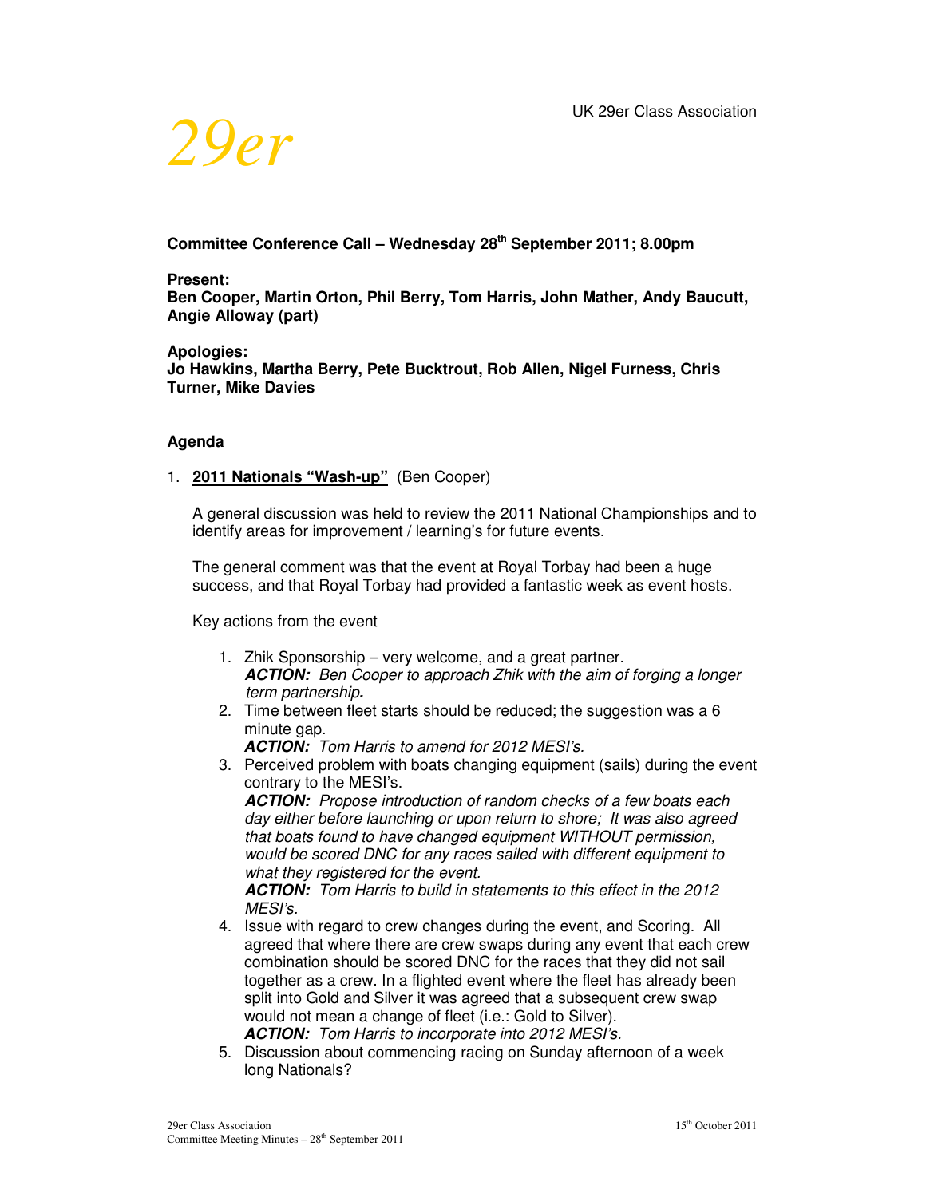UK 29er Class Association

*29er*

**Committee Conference Call – Wednesday 28th September 2011; 8.00pm**

**Present:**
**Ben Cooper, Martin Orton, Phil Berry, Tom Harris, John Mather, Andy Baucutt, Angie Alloway (part)**

**Apologies:**
**Jo Hawkins, Martha Berry, Pete Bucktrout, Rob Allen, Nigel Furness, Chris Turner, Mike Davies**

## Agenda

1. **2011 Nationals "Wash-up"** (Ben Cooper)

   A general discussion was held to review the 2011 National Championships and to identify areas for improvement / learning's for future events.

   The general comment was that the event at Royal Torbay had been a huge success, and that Royal Torbay had provided a fantastic week as event hosts.

   Key actions from the event

   1. Zhik Sponsorship – very welcome, and a great partner.
      ***ACTION:*** *Ben Cooper to approach Zhik with the aim of forging a longer term partnership.*
   2. Time between fleet starts should be reduced; the suggestion was a 6 minute gap.
      ***ACTION:*** *Tom Harris to amend for 2012 MESI's.*
   3. Perceived problem with boats changing equipment (sails) during the event contrary to the MESI's.
      ***ACTION:*** *Propose introduction of random checks of a few boats each day either before launching or upon return to shore; It was also agreed that boats found to have changed equipment WITHOUT permission, would be scored DNC for any races sailed with different equipment to what they registered for the event.*
      ***ACTION:*** *Tom Harris to build in statements to this effect in the 2012 MESI's.*
   4. Issue with regard to crew changes during the event, and Scoring. All agreed that where there are crew swaps during any event that each crew combination should be scored DNC for the races that they did not sail together as a crew. In a flighted event where the fleet has already been split into Gold and Silver it was agreed that a subsequent crew swap would not mean a change of fleet (i.e.: Gold to Silver).
      ***ACTION:*** *Tom Harris to incorporate into 2012 MESI's.*
   5. Discussion about commencing racing on Sunday afternoon of a week long Nationals?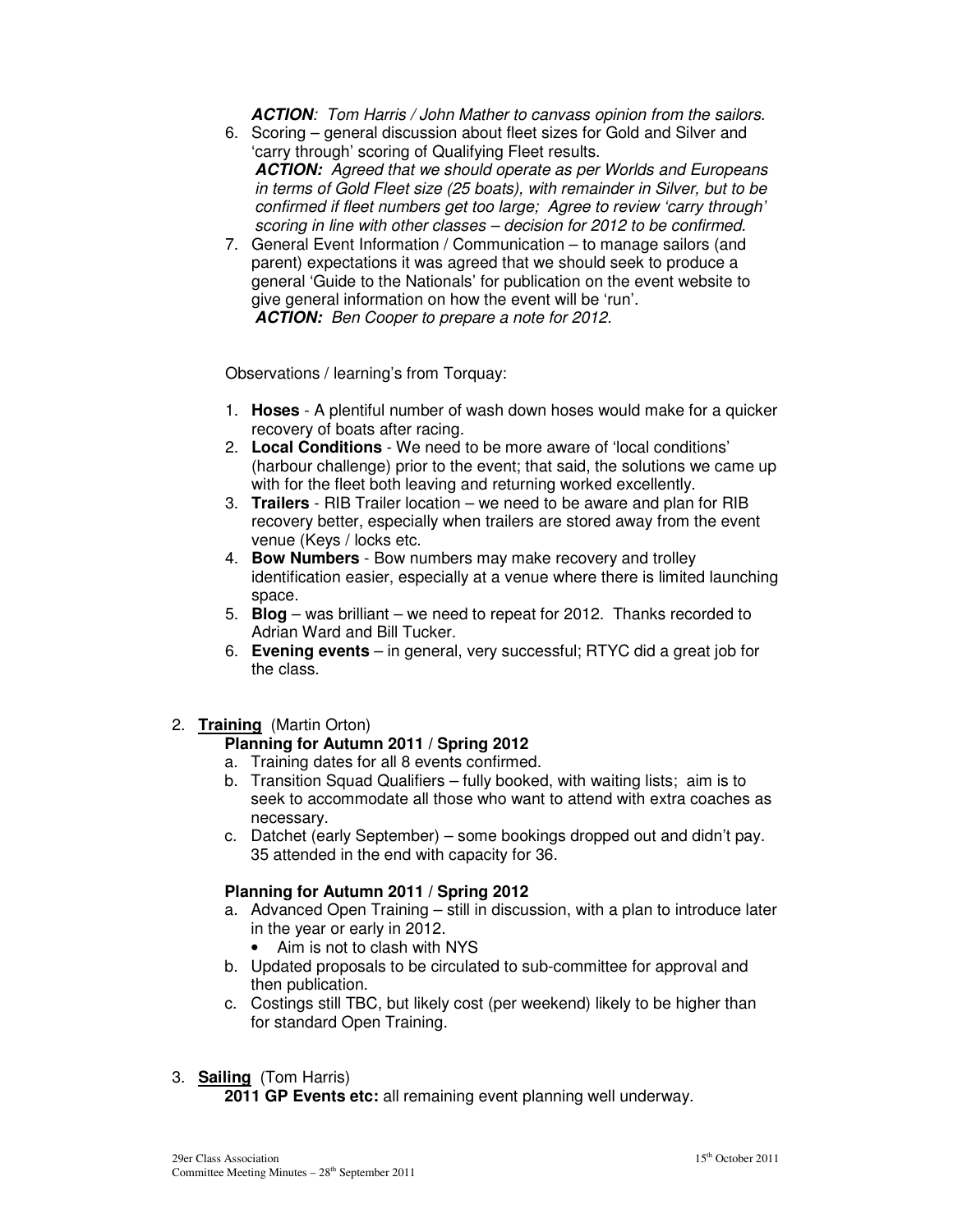*ACTION: Tom Harris / John Mather to canvass opinion from the sailors.*

6. Scoring – general discussion about fleet sizes for Gold and Silver and 'carry through' scoring of Qualifying Fleet results.
   ***ACTION:** Agreed that we should operate as per Worlds and Europeans in terms of Gold Fleet size (25 boats), with remainder in Silver, but to be confirmed if fleet numbers get too large; Agree to review 'carry through' scoring in line with other classes – decision for 2012 to be confirmed.*
7. General Event Information / Communication – to manage sailors (and parent) expectations it was agreed that we should seek to produce a general 'Guide to the Nationals' for publication on the event website to give general information on how the event will be 'run'.
   ***ACTION:** Ben Cooper to prepare a note for 2012.*

Observations / learning's from Torquay:

1. **Hoses** - A plentiful number of wash down hoses would make for a quicker recovery of boats after racing.
2. **Local Conditions** - We need to be more aware of 'local conditions' (harbour challenge) prior to the event; that said, the solutions we came up with for the fleet both leaving and returning worked excellently.
3. **Trailers** - RIB Trailer location – we need to be aware and plan for RIB recovery better, especially when trailers are stored away from the event venue (Keys / locks etc.
4. **Bow Numbers** - Bow numbers may make recovery and trolley identification easier, especially at a venue where there is limited launching space.
5. **Blog** – was brilliant – we need to repeat for 2012. Thanks recorded to Adrian Ward and Bill Tucker.
6. **Evening events** – in general, very successful; RTYC did a great job for the class.

2. **Training** (Martin Orton)

**Planning for Autumn 2011 / Spring 2012**

a. Training dates for all 8 events confirmed.
b. Transition Squad Qualifiers – fully booked, with waiting lists; aim is to seek to accommodate all those who want to attend with extra coaches as necessary.
c. Datchet (early September) – some bookings dropped out and didn't pay. 35 attended in the end with capacity for 36.

**Planning for Autumn 2011 / Spring 2012**

a. Advanced Open Training – still in discussion, with a plan to introduce later in the year or early in 2012.
   - Aim is not to clash with NYS
b. Updated proposals to be circulated to sub-committee for approval and then publication.
c. Costings still TBC, but likely cost (per weekend) likely to be higher than for standard Open Training.

3. **Sailing** (Tom Harris)

**2011 GP Events etc:** all remaining event planning well underway.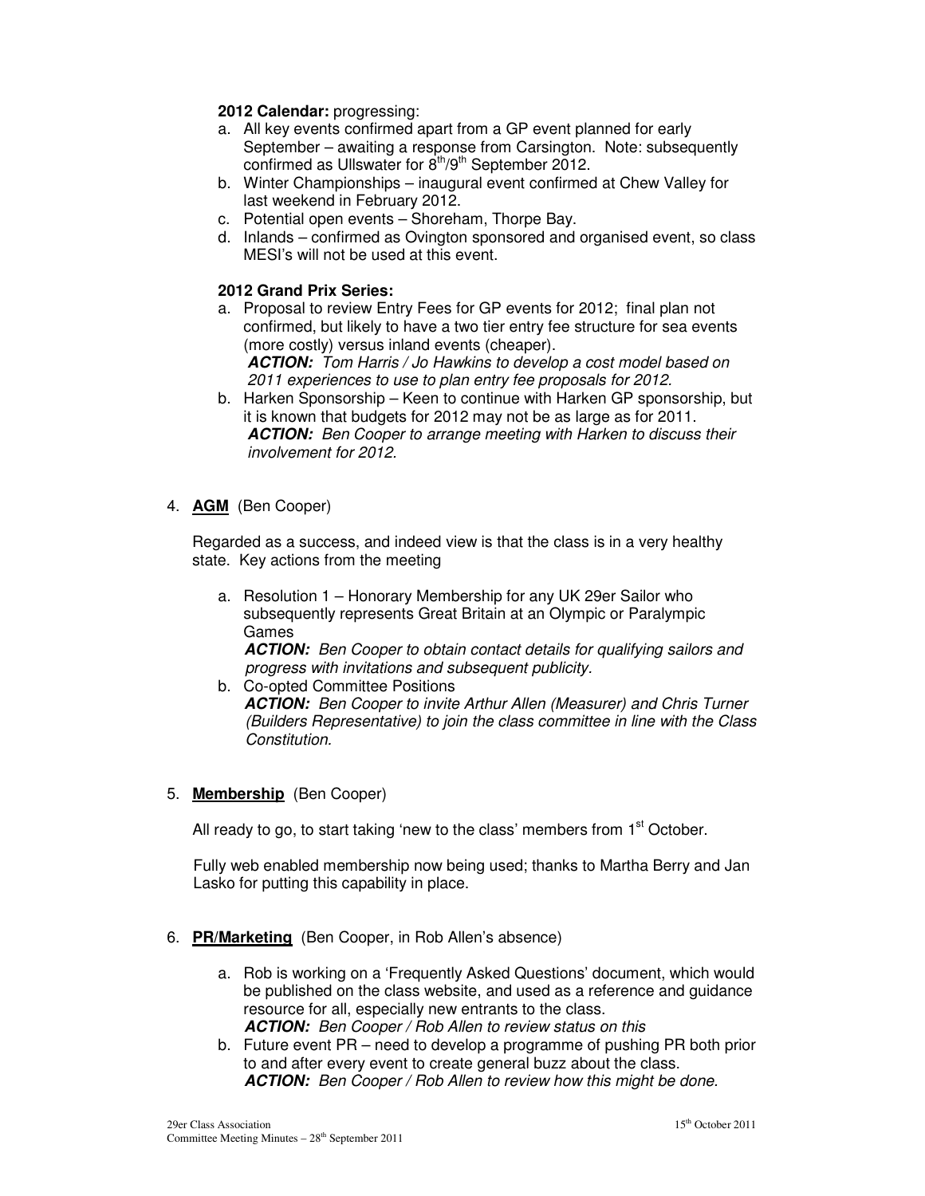**2012 Calendar:** progressing:

a. All key events confirmed apart from a GP event planned for early September – awaiting a response from Carsington. Note: subsequently confirmed as Ullswater for 8th/9th September 2012.
b. Winter Championships – inaugural event confirmed at Chew Valley for last weekend in February 2012.
c. Potential open events – Shoreham, Thorpe Bay.
d. Inlands – confirmed as Ovington sponsored and organised event, so class MESI's will not be used at this event.

**2012 Grand Prix Series:**

a. Proposal to review Entry Fees for GP events for 2012; final plan not confirmed, but likely to have a two tier entry fee structure for sea events (more costly) versus inland events (cheaper).
   ***ACTION:*** *Tom Harris / Jo Hawkins to develop a cost model based on 2011 experiences to use to plan entry fee proposals for 2012.*
b. Harken Sponsorship – Keen to continue with Harken GP sponsorship, but it is known that budgets for 2012 may not be as large as for 2011.
   ***ACTION:*** *Ben Cooper to arrange meeting with Harken to discuss their involvement for 2012.*

4. **AGM** (Ben Cooper)

Regarded as a success, and indeed view is that the class is in a very healthy state. Key actions from the meeting

a. Resolution 1 – Honorary Membership for any UK 29er Sailor who subsequently represents Great Britain at an Olympic or Paralympic Games
   ***ACTION:*** *Ben Cooper to obtain contact details for qualifying sailors and progress with invitations and subsequent publicity.*
b. Co-opted Committee Positions
   ***ACTION:*** *Ben Cooper to invite Arthur Allen (Measurer) and Chris Turner (Builders Representative) to join the class committee in line with the Class Constitution.*

5. **Membership** (Ben Cooper)

All ready to go, to start taking 'new to the class' members from 1st October.

Fully web enabled membership now being used; thanks to Martha Berry and Jan Lasko for putting this capability in place.

6. **PR/Marketing** (Ben Cooper, in Rob Allen's absence)

a. Rob is working on a 'Frequently Asked Questions' document, which would be published on the class website, and used as a reference and guidance resource for all, especially new entrants to the class.
   ***ACTION:*** *Ben Cooper / Rob Allen to review status on this*
b. Future event PR – need to develop a programme of pushing PR both prior to and after every event to create general buzz about the class.
   ***ACTION:*** *Ben Cooper / Rob Allen to review how this might be done.*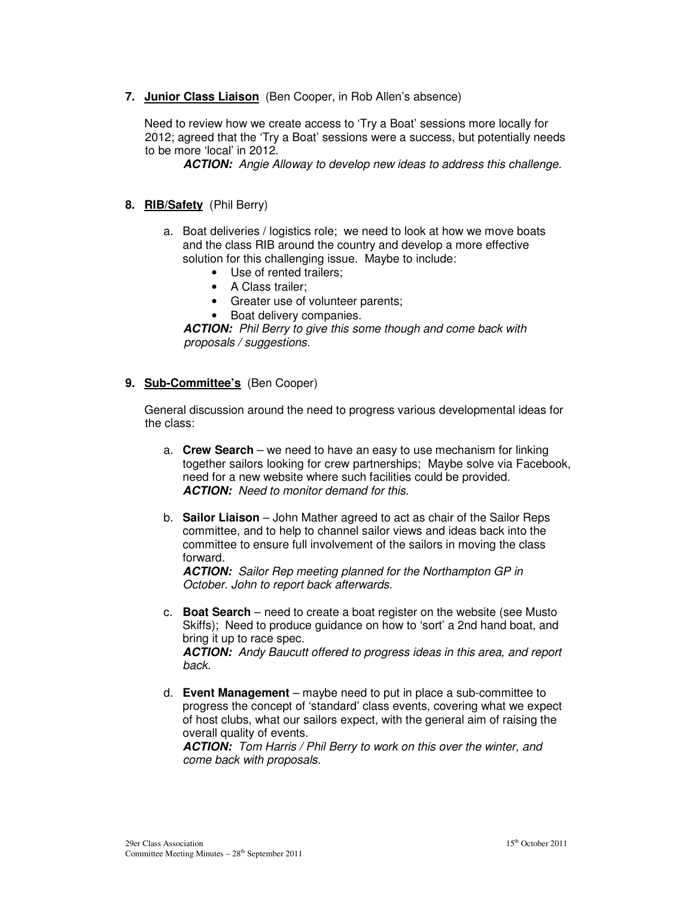7. **<u>Junior Class Liaison</u>** (Ben Cooper, in Rob Allen's absence)

   Need to review how we create access to 'Try a Boat' sessions more locally for 2012; agreed that the 'Try a Boat' sessions were a success, but potentially needs to be more 'local' in 2012.

   ***ACTION:*** *Angie Alloway to develop new ideas to address this challenge.*

8. **<u>RIB/Safety</u>** (Phil Berry)

   a. Boat deliveries / logistics role; we need to look at how we move boats and the class RIB around the country and develop a more effective solution for this challenging issue. Maybe to include:
      - Use of rented trailers;
      - A Class trailer;
      - Greater use of volunteer parents;
      - Boat delivery companies.

      ***ACTION:*** *Phil Berry to give this some though and come back with proposals / suggestions.*

9. **<u>Sub-Committee's</u>** (Ben Cooper)

   General discussion around the need to progress various developmental ideas for the class:

   a. **Crew Search** – we need to have an easy to use mechanism for linking together sailors looking for crew partnerships; Maybe solve via Facebook, need for a new website where such facilities could be provided.
      ***ACTION:*** *Need to monitor demand for this.*

   b. **Sailor Liaison** – John Mather agreed to act as chair of the Sailor Reps committee, and to help to channel sailor views and ideas back into the committee to ensure full involvement of the sailors in moving the class forward.
      ***ACTION:*** *Sailor Rep meeting planned for the Northampton GP in October. John to report back afterwards.*

   c. **Boat Search** – need to create a boat register on the website (see Musto Skiffs); Need to produce guidance on how to 'sort' a 2nd hand boat, and bring it up to race spec.
      ***ACTION:*** *Andy Baucutt offered to progress ideas in this area, and report back.*

   d. **Event Management** – maybe need to put in place a sub-committee to progress the concept of 'standard' class events, covering what we expect of host clubs, what our sailors expect, with the general aim of raising the overall quality of events.
      ***ACTION:*** *Tom Harris / Phil Berry to work on this over the winter, and come back with proposals.*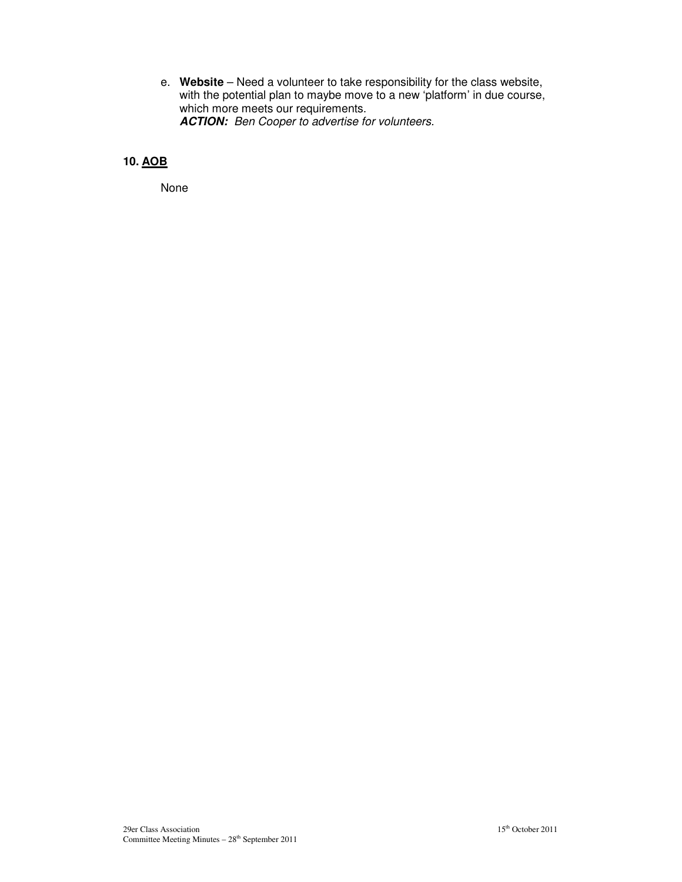e. **Website** – Need a volunteer to take responsibility for the class website, with the potential plan to maybe move to a new 'platform' in due course, which more meets our requirements.
***ACTION:*** *Ben Cooper to advertise for volunteers.*

## 10. <u>AOB</u>

None